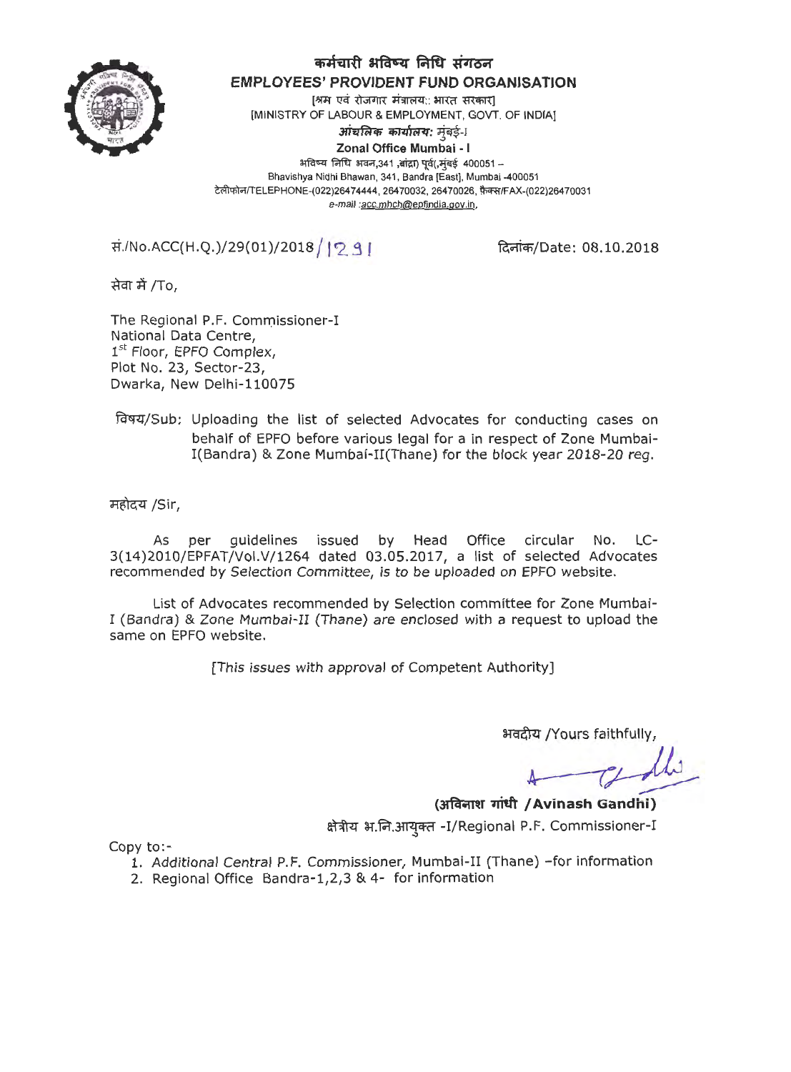# कर्मचारी भविष्य निधि संगठन
## EMPLOYEES' PROVIDENT FUND ORGANISATION

[श्रम एवं रोजगार मंत्रालय:: भारत सरकार]
[MINISTRY OF LABOUR & EMPLOYMENT, GOVT. OF INDIA]

***आंचलिक कार्यालय:* मुंबई-I**
**Zonal Office Mumbai - I**

भविष्य निधि भवन,341 ,बांद्रा) पूर्व(,मुंबई 400051 –
Bhavishya Nidhi Bhawan, 341, Bandra [East], Mumbai -400051
टेलीफोन/TELEPHONE-(022)26474444, 26470032, 26470026, फैक्स/FAX-(022)26470031
*e-mail :acc.mhch@epfindia.gov.in.*

सं./No.ACC(H.Q.)/29(01)/2018/1291 — दिनांक/Date: 08.10.2018

सेवा में /To,

The Regional P.F. Commissioner-I
National Data Centre,
1st Floor, EPFO Complex,
Plot No. 23, Sector-23,
Dwarka, New Delhi-110075

विषय/Sub: Uploading the list of selected Advocates for conducting cases on behalf of EPFO before various legal for a in respect of Zone Mumbai-I(Bandra) & Zone Mumbai-II(Thane) for the block year 2018-20 reg.

महोदय /Sir,

As per guidelines issued by Head Office circular No. LC-3(14)2010/EPFAT/Vol.V/1264 dated 03.05.2017, a list of selected Advocates recommended by Selection Committee, is to be uploaded on EPFO website.

List of Advocates recommended by Selection committee for Zone Mumbai-I (Bandra) & Zone Mumbai-II (Thane) are enclosed with a request to upload the same on EPFO website.

[This issues with approval of Competent Authority]

भवदीय /Yours faithfully,

**(अविनाश गांधी /Avinash Gandhi)**
क्षेत्रीय भ.नि.आयुक्त -I/Regional P.F. Commissioner-I

Copy to:-

1. Additional Central P.F. Commissioner, Mumbai-II (Thane) –for information
2. Regional Office Bandra-1,2,3 & 4- for information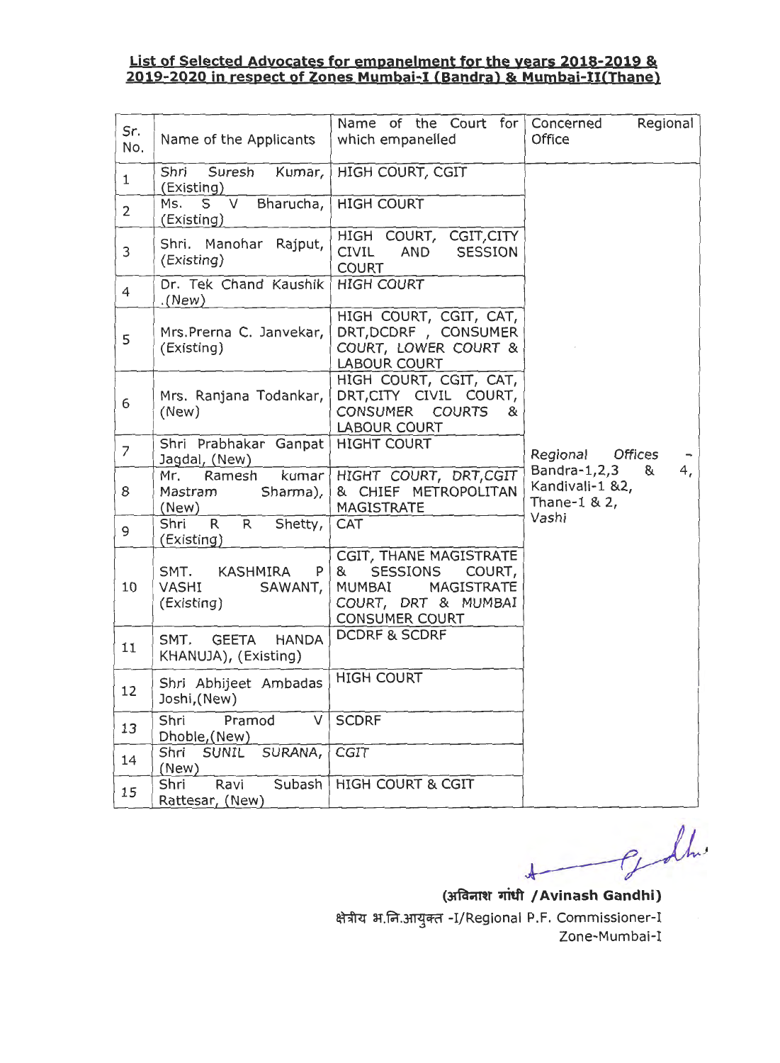**List of Selected Advocates for empanelment for the years 2018-2019 & 2019-2020 in respect of Zones Mumbai-I (Bandra) & Mumbai-II(Thane)**

| Sr. No. | Name of the Applicants | Name of the Court for which empanelled | Concerned Regional Office |
|---|---|---|---|
| 1 | Shri Suresh Kumar, (Existing) | HIGH COURT, CGIT | Regional Offices - Bandra-1,2,3 & 4, Kandivali-1 &2, Thane-1 & 2, Vashi |
| 2 | Ms. S V Bharucha, (Existing) | HIGH COURT | |
| 3 | Shri. Manohar Rajput, (Existing) | HIGH COURT, CGIT,CITY CIVIL AND SESSION COURT | |
| 4 | Dr. Tek Chand Kaushik .(New) | HIGH COURT | |
| 5 | Mrs.Prerna C. Janvekar, (Existing) | HIGH COURT, CGIT, CAT, DRT,DCDRF , CONSUMER COURT, LOWER COURT & LABOUR COURT | |
| 6 | Mrs. Ranjana Todankar, (New) | HIGH COURT, CGIT, CAT, DRT,CITY CIVIL COURT, CONSUMER COURTS & LABOUR COURT | |
| 7 | Shri Prabhakar Ganpat Jagdal, (New) | HIGHT COURT | |
| 8 | Mr. Ramesh kumar Mastram Sharma), (New) | HIGHT COURT, DRT,CGIT & CHIEF METROPOLITAN MAGISTRATE | |
| 9 | Shri R R Shetty, (Existing) | CAT | |
| 10 | SMT. KASHMIRA P VASHI SAWANT, (Existing) | CGIT, THANE MAGISTRATE & SESSIONS COURT, MUMBAI MAGISTRATE COURT, DRT & MUMBAI CONSUMER COURT | |
| 11 | SMT. GEETA HANDA KHANUJA), (Existing) | DCDRF & SCDRF | |
| 12 | Shri Abhijeet Ambadas Joshi,(New) | HIGH COURT | |
| 13 | Shri Pramod V Dhoble,(New) | SCDRF | |
| 14 | Shri SUNIL SURANA, (New) | CGIT | |
| 15 | Shri Ravi Subash Rattesar, (New) | HIGH COURT & CGIT | |

(अविनाश गांधी /Avinash Gandhi)
क्षेत्रीय भ.नि.आयुक्त -I/Regional P.F. Commissioner-I
Zone-Mumbai-I